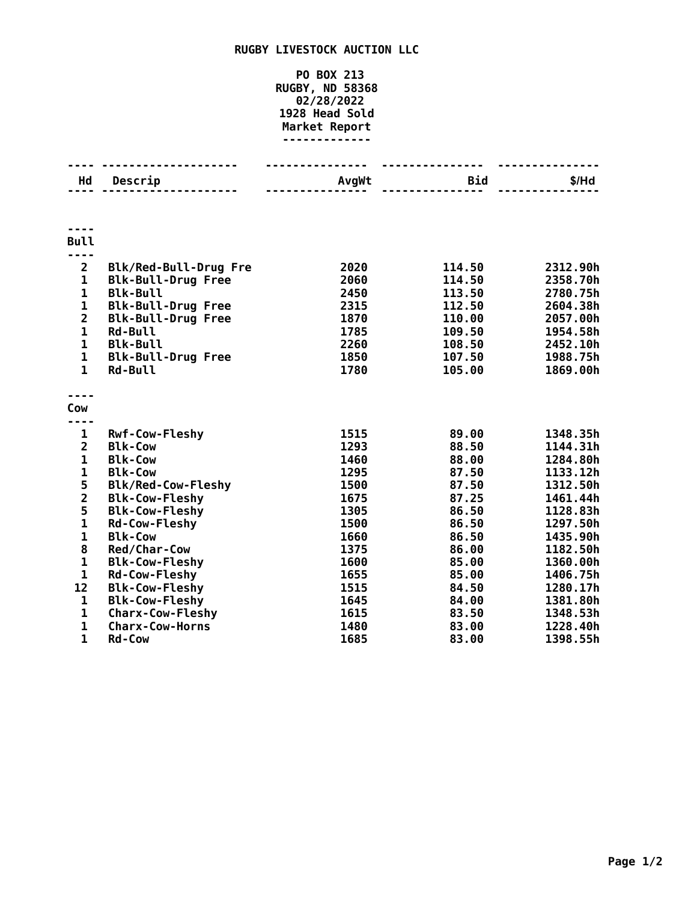**RUGBY LIVESTOCK AUCTION LLC**

**PO BOX 213**
**RUGBY, ND 58368**
**02/28/2022**
**1928 Head Sold**
**Market Report**

| Hd | Descrip | AvgWt | Bid | $/Hd |
|---|---|---|---|---|
| **Bull** | | | | |
| 2 | Blk/Red-Bull-Drug Fre | 2020 | 114.50 | 2312.90h |
| 1 | Blk-Bull-Drug Free | 2060 | 114.50 | 2358.70h |
| 1 | Blk-Bull | 2450 | 113.50 | 2780.75h |
| 1 | Blk-Bull-Drug Free | 2315 | 112.50 | 2604.38h |
| 2 | Blk-Bull-Drug Free | 1870 | 110.00 | 2057.00h |
| 1 | Rd-Bull | 1785 | 109.50 | 1954.58h |
| 1 | Blk-Bull | 2260 | 108.50 | 2452.10h |
| 1 | Blk-Bull-Drug Free | 1850 | 107.50 | 1988.75h |
| 1 | Rd-Bull | 1780 | 105.00 | 1869.00h |
| **Cow** | | | | |
| 1 | Rwf-Cow-Fleshy | 1515 | 89.00 | 1348.35h |
| 2 | Blk-Cow | 1293 | 88.50 | 1144.31h |
| 1 | Blk-Cow | 1460 | 88.00 | 1284.80h |
| 1 | Blk-Cow | 1295 | 87.50 | 1133.12h |
| 5 | Blk/Red-Cow-Fleshy | 1500 | 87.50 | 1312.50h |
| 2 | Blk-Cow-Fleshy | 1675 | 87.25 | 1461.44h |
| 5 | Blk-Cow-Fleshy | 1305 | 86.50 | 1128.83h |
| 1 | Rd-Cow-Fleshy | 1500 | 86.50 | 1297.50h |
| 1 | Blk-Cow | 1660 | 86.50 | 1435.90h |
| 8 | Red/Char-Cow | 1375 | 86.00 | 1182.50h |
| 1 | Blk-Cow-Fleshy | 1600 | 85.00 | 1360.00h |
| 1 | Rd-Cow-Fleshy | 1655 | 85.00 | 1406.75h |
| 12 | Blk-Cow-Fleshy | 1515 | 84.50 | 1280.17h |
| 1 | Blk-Cow-Fleshy | 1645 | 84.00 | 1381.80h |
| 1 | Charx-Cow-Fleshy | 1615 | 83.50 | 1348.53h |
| 1 | Charx-Cow-Horns | 1480 | 83.00 | 1228.40h |
| 1 | Rd-Cow | 1685 | 83.00 | 1398.55h |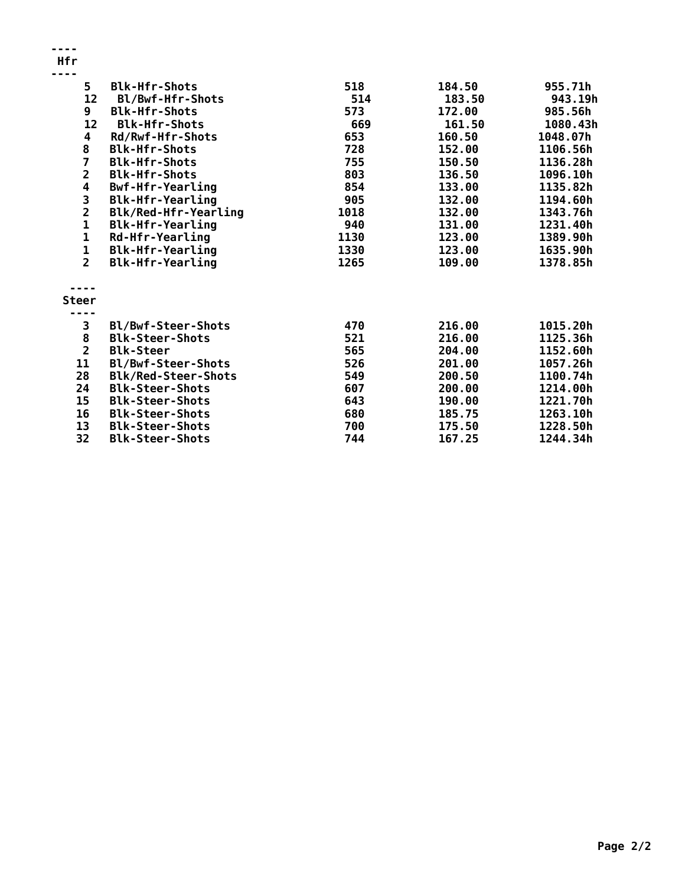----
Hfr
----

| | | | | |
|---|---|---|---|---|
| 5 | Blk-Hfr-Shots | 518 | 184.50 | 955.71h |
| 12 | Bl/Bwf-Hfr-Shots | 514 | 183.50 | 943.19h |
| 9 | Blk-Hfr-Shots | 573 | 172.00 | 985.56h |
| 12 | Blk-Hfr-Shots | 669 | 161.50 | 1080.43h |
| 4 | Rd/Rwf-Hfr-Shots | 653 | 160.50 | 1048.07h |
| 8 | Blk-Hfr-Shots | 728 | 152.00 | 1106.56h |
| 7 | Blk-Hfr-Shots | 755 | 150.50 | 1136.28h |
| 2 | Blk-Hfr-Shots | 803 | 136.50 | 1096.10h |
| 4 | Bwf-Hfr-Yearling | 854 | 133.00 | 1135.82h |
| 3 | Blk-Hfr-Yearling | 905 | 132.00 | 1194.60h |
| 2 | Blk/Red-Hfr-Yearling | 1018 | 132.00 | 1343.76h |
| 1 | Blk-Hfr-Yearling | 940 | 131.00 | 1231.40h |
| 1 | Rd-Hfr-Yearling | 1130 | 123.00 | 1389.90h |
| 1 | Blk-Hfr-Yearling | 1330 | 123.00 | 1635.90h |
| 2 | Blk-Hfr-Yearling | 1265 | 109.00 | 1378.85h |

----
Steer
----

| | | | | |
|---|---|---|---|---|
| 3 | Bl/Bwf-Steer-Shots | 470 | 216.00 | 1015.20h |
| 8 | Blk-Steer-Shots | 521 | 216.00 | 1125.36h |
| 2 | Blk-Steer | 565 | 204.00 | 1152.60h |
| 11 | Bl/Bwf-Steer-Shots | 526 | 201.00 | 1057.26h |
| 28 | Blk/Red-Steer-Shots | 549 | 200.50 | 1100.74h |
| 24 | Blk-Steer-Shots | 607 | 200.00 | 1214.00h |
| 15 | Blk-Steer-Shots | 643 | 190.00 | 1221.70h |
| 16 | Blk-Steer-Shots | 680 | 185.75 | 1263.10h |
| 13 | Blk-Steer-Shots | 700 | 175.50 | 1228.50h |
| 32 | Blk-Steer-Shots | 744 | 167.25 | 1244.34h |